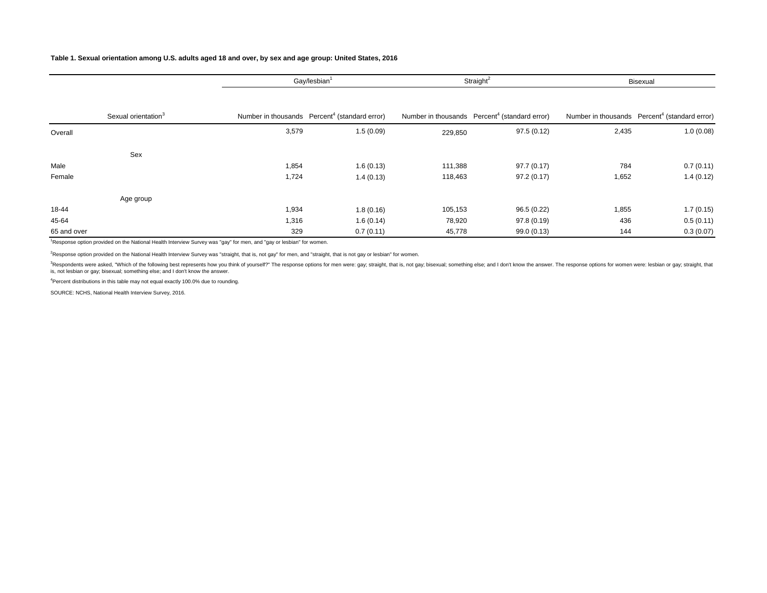**Table 1. Sexual orientation among U.S. adults aged 18 and over, by sex and age group: United States, 2016**

| | Gay/lesbian[1] | | Straight[2] | | Bisexual | |
|---|---|---|---|---|---|---|
| Sexual orientation[3] | Number in thousands | Percent[4] (standard error) | Number in thousands | Percent[4] (standard error) | Number in thousands | Percent[4] (standard error) |
| Overall | 3,579 | 1.5 (0.09) | 229,850 | 97.5 (0.12) | 2,435 | 1.0 (0.08) |
| Sex | | | | | | |
| Male | 1,854 | 1.6 (0.13) | 111,388 | 97.7 (0.17) | 784 | 0.7 (0.11) |
| Female | 1,724 | 1.4 (0.13) | 118,463 | 97.2 (0.17) | 1,652 | 1.4 (0.12) |
| Age group | | | | | | |
| 18-44 | 1,934 | 1.8 (0.16) | 105,153 | 96.5 (0.22) | 1,855 | 1.7 (0.15) |
| 45-64 | 1,316 | 1.6 (0.14) | 78,920 | 97.8 (0.19) | 436 | 0.5 (0.11) |
| 65 and over | 329 | 0.7 (0.11) | 45,778 | 99.0 (0.13) | 144 | 0.3 (0.07) |

[1]Response option provided on the National Health Interview Survey was "gay" for men, and "gay or lesbian" for women.

[2]Response option provided on the National Health Interview Survey was "straight, that is, not gay" for men, and "straight, that is not gay or lesbian" for women.

[3]Respondents were asked, "Which of the following best represents how you think of yourself?" The response options for men were: gay; straight, that is, not gay; bisexual; something else; and I don't know the answer. The response options for women were: lesbian or gay; straight, that is, not lesbian or gay; bisexual; something else; and I don't know the answer.

[4]Percent distributions in this table may not equal exactly 100.0% due to rounding.

SOURCE: NCHS, National Health Interview Survey, 2016.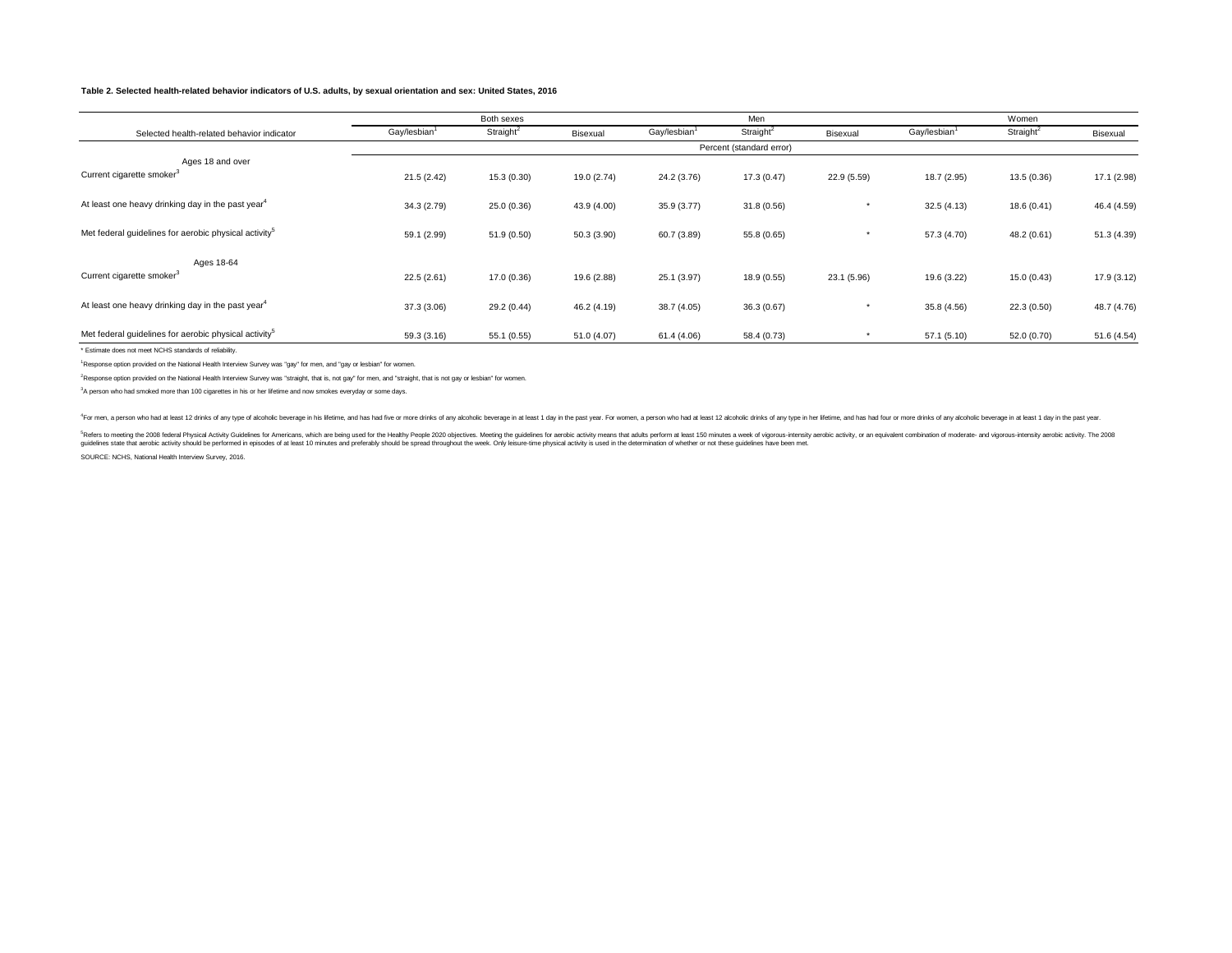**Table 2. Selected health-related behavior indicators of U.S. adults, by sexual orientation and sex: United States, 2016**

| Selected health-related behavior indicator | Both sexes | | | Men | | | Women | | |
|---|---|---|---|---|---|---|---|---|---|
| | Gay/lesbian[1] | Straight[2] | Bisexual | Gay/lesbian[1] | Straight[2] | Bisexual | Gay/lesbian[1] | Straight[2] | Bisexual |
| | Percent (standard error) | | | | | | | | |
| Ages 18 and over | | | | | | | | | |
| Current cigarette smoker[3] | 21.5 (2.42) | 15.3 (0.30) | 19.0 (2.74) | 24.2 (3.76) | 17.3 (0.47) | 22.9 (5.59) | 18.7 (2.95) | 13.5 (0.36) | 17.1 (2.98) |
| At least one heavy drinking day in the past year[4] | 34.3 (2.79) | 25.0 (0.36) | 43.9 (4.00) | 35.9 (3.77) | 31.8 (0.56) | * | 32.5 (4.13) | 18.6 (0.41) | 46.4 (4.59) |
| Met federal guidelines for aerobic physical activity[5] | 59.1 (2.99) | 51.9 (0.50) | 50.3 (3.90) | 60.7 (3.89) | 55.8 (0.65) | * | 57.3 (4.70) | 48.2 (0.61) | 51.3 (4.39) |
| Ages 18-64 | | | | | | | | | |
| Current cigarette smoker[3] | 22.5 (2.61) | 17.0 (0.36) | 19.6 (2.88) | 25.1 (3.97) | 18.9 (0.55) | 23.1 (5.96) | 19.6 (3.22) | 15.0 (0.43) | 17.9 (3.12) |
| At least one heavy drinking day in the past year[4] | 37.3 (3.06) | 29.2 (0.44) | 46.2 (4.19) | 38.7 (4.05) | 36.3 (0.67) | * | 35.8 (4.56) | 22.3 (0.50) | 48.7 (4.76) |
| Met federal guidelines for aerobic physical activity[5] | 59.3 (3.16) | 55.1 (0.55) | 51.0 (4.07) | 61.4 (4.06) | 58.4 (0.73) | * | 57.1 (5.10) | 52.0 (0.70) | 51.6 (4.54) |

* Estimate does not meet NCHS standards of reliability.

[1]Response option provided on the National Health Interview Survey was "gay" for men, and "gay or lesbian" for women.

[2]Response option provided on the National Health Interview Survey was "straight, that is, not gay" for men, and "straight, that is not gay or lesbian" for women.

[3]A person who had smoked more than 100 cigarettes in his or her lifetime and now smokes everyday or some days.

[4]For men, a person who had at least 12 drinks of any type of alcoholic beverage in his lifetime, and has had five or more drinks of any alcoholic beverage in at least 1 day in the past year. For women, a person who had at least 12 alcoholic drinks of any type in her lifetime, and has had four or more drinks of any alcoholic beverage in at least 1 day in the past year.

[5]Refers to meeting the 2008 federal Physical Activity Guidelines for Americans, which are being used for the Healthy People 2020 objectives. Meeting the guidelines for aerobic activity means that adults perform at least 150 minutes a week of vigorous-intensity aerobic activity, or an equivalent combination of moderate- and vigorous-intensity aerobic activity. The 2008 guidelines state that aerobic activity should be performed in episodes of at least 10 minutes and preferably should be spread throughout the week. Only leisure-time physical activity is used in the determination of whether or not these guidelines have been met.

SOURCE: NCHS, National Health Interview Survey, 2016.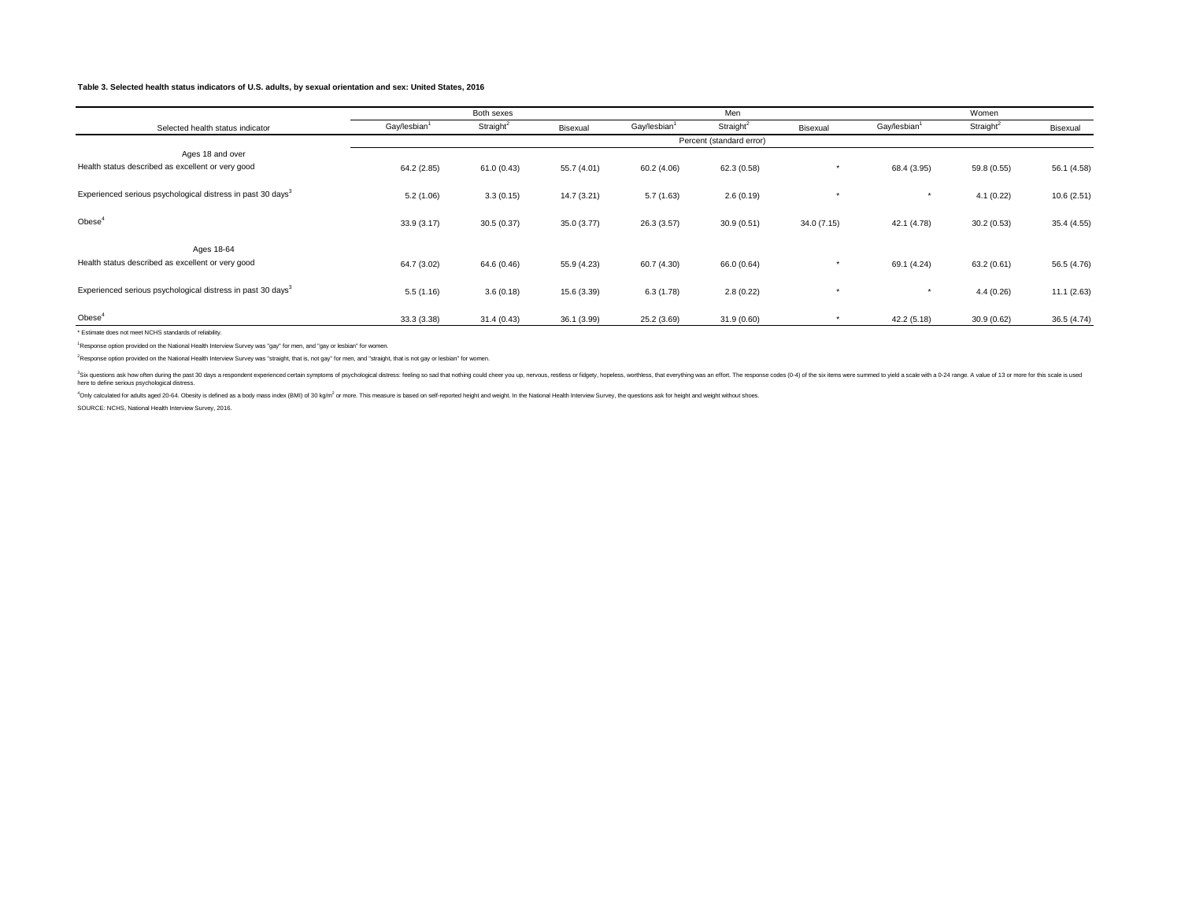**Table 3. Selected health status indicators of U.S. adults, by sexual orientation and sex: United States, 2016**

| Selected health status indicator | Both sexes | | | Men | | | Women | | |
|---|---|---|---|---|---|---|---|---|---|
| | Gay/lesbian[1] | Straight[2] | Bisexual | Gay/lesbian[1] | Straight[2] | Bisexual | Gay/lesbian[1] | Straight[2] | Bisexual |
| | Percent (standard error) | | | | | | | | |
| Ages 18 and over | | | | | | | | | |
| Health status described as excellent or very good | 64.2 (2.85) | 61.0 (0.43) | 55.7 (4.01) | 60.2 (4.06) | 62.3 (0.58) | * | 68.4 (3.95) | 59.8 (0.55) | 56.1 (4.58) |
| Experienced serious psychological distress in past 30 days[3] | 5.2 (1.06) | 3.3 (0.15) | 14.7 (3.21) | 5.7 (1.63) | 2.6 (0.19) | * | * | 4.1 (0.22) | 10.6 (2.51) |
| Obese[4] | 33.9 (3.17) | 30.5 (0.37) | 35.0 (3.77) | 26.3 (3.57) | 30.9 (0.51) | 34.0 (7.15) | 42.1 (4.78) | 30.2 (0.53) | 35.4 (4.55) |
| Ages 18-64 | | | | | | | | | |
| Health status described as excellent or very good | 64.7 (3.02) | 64.6 (0.46) | 55.9 (4.23) | 60.7 (4.30) | 66.0 (0.64) | * | 69.1 (4.24) | 63.2 (0.61) | 56.5 (4.76) |
| Experienced serious psychological distress in past 30 days[3] | 5.5 (1.16) | 3.6 (0.18) | 15.6 (3.39) | 6.3 (1.78) | 2.8 (0.22) | * | * | 4.4 (0.26) | 11.1 (2.63) |
| Obese[4] | 33.3 (3.38) | 31.4 (0.43) | 36.1 (3.99) | 25.2 (3.69) | 31.9 (0.60) | * | 42.2 (5.18) | 30.9 (0.62) | 36.5 (4.74) |

* Estimate does not meet NCHS standards of reliability.

[1]Response option provided on the National Health Interview Survey was "gay" for men, and "gay or lesbian" for women.

[2]Response option provided on the National Health Interview Survey was "straight, that is, not gay" for men, and "straight, that is not gay or lesbian" for women.

[3]Six questions ask how often during the past 30 days a respondent experienced certain symptoms of psychological distress: feeling so sad that nothing could cheer you up, nervous, restless or fidgety, hopeless, worthless, that everything was an effort. The response codes (0-4) of the six items were summed to yield a scale with a 0-24 range. A value of 13 or more for this scale is used here to define serious psychological distress.

[4]Only calculated for adults aged 20-64. Obesity is defined as a body mass index (BMI) of 30 kg/m$^2$ or more. This measure is based on self-reported height and weight. In the National Health Interview Survey, the questions ask for height and weight without shoes.

SOURCE: NCHS, National Health Interview Survey, 2016.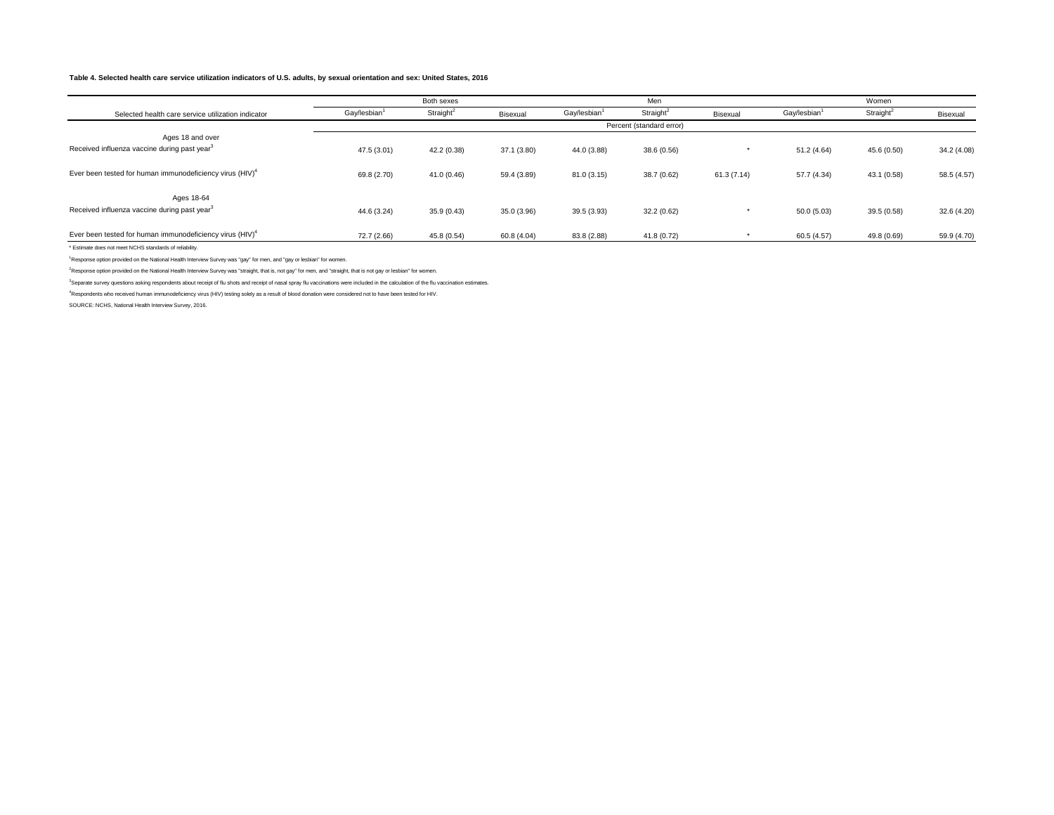**Table 4. Selected health care service utilization indicators of U.S. adults, by sexual orientation and sex: United States, 2016**

| Selected health care service utilization indicator | Both sexes | | | Men | | | Women | | |
|---|---|---|---|---|---|---|---|---|---|
| | Gay/lesbian[1] | Straight[2] | Bisexual | Gay/lesbian[1] | Straight[2] | Bisexual | Gay/lesbian[1] | Straight[2] | Bisexual |
| | Percent (standard error) | | | | | | | | |
| Ages 18 and over | | | | | | | | | |
| Received influenza vaccine during past year[3] | 47.5 (3.01) | 42.2 (0.38) | 37.1 (3.80) | 44.0 (3.88) | 38.6 (0.56) | * | 51.2 (4.64) | 45.6 (0.50) | 34.2 (4.08) |
| Ever been tested for human immunodeficiency virus (HIV)[4] | 69.8 (2.70) | 41.0 (0.46) | 59.4 (3.89) | 81.0 (3.15) | 38.7 (0.62) | 61.3 (7.14) | 57.7 (4.34) | 43.1 (0.58) | 58.5 (4.57) |
| Ages 18-64 | | | | | | | | | |
| Received influenza vaccine during past year[3] | 44.6 (3.24) | 35.9 (0.43) | 35.0 (3.96) | 39.5 (3.93) | 32.2 (0.62) | * | 50.0 (5.03) | 39.5 (0.58) | 32.6 (4.20) |
| Ever been tested for human immunodeficiency virus (HIV)[4] | 72.7 (2.66) | 45.8 (0.54) | 60.8 (4.04) | 83.8 (2.88) | 41.8 (0.72) | * | 60.5 (4.57) | 49.8 (0.69) | 59.9 (4.70) |

* Estimate does not meet NCHS standards of reliability.

[1]Response option provided on the National Health Interview Survey was "gay" for men, and "gay or lesbian" for women.

[2]Response option provided on the National Health Interview Survey was "straight, that is, not gay" for men, and "straight, that is not gay or lesbian" for women.

[3]Separate survey questions asking respondents about receipt of flu shots and receipt of nasal spray flu vaccinations were included in the calculation of the flu vaccination estimates.

[4]Respondents who received human immunodeficiency virus (HIV) testing solely as a result of blood donation were considered not to have been tested for HIV.

SOURCE: NCHS, National Health Interview Survey, 2016.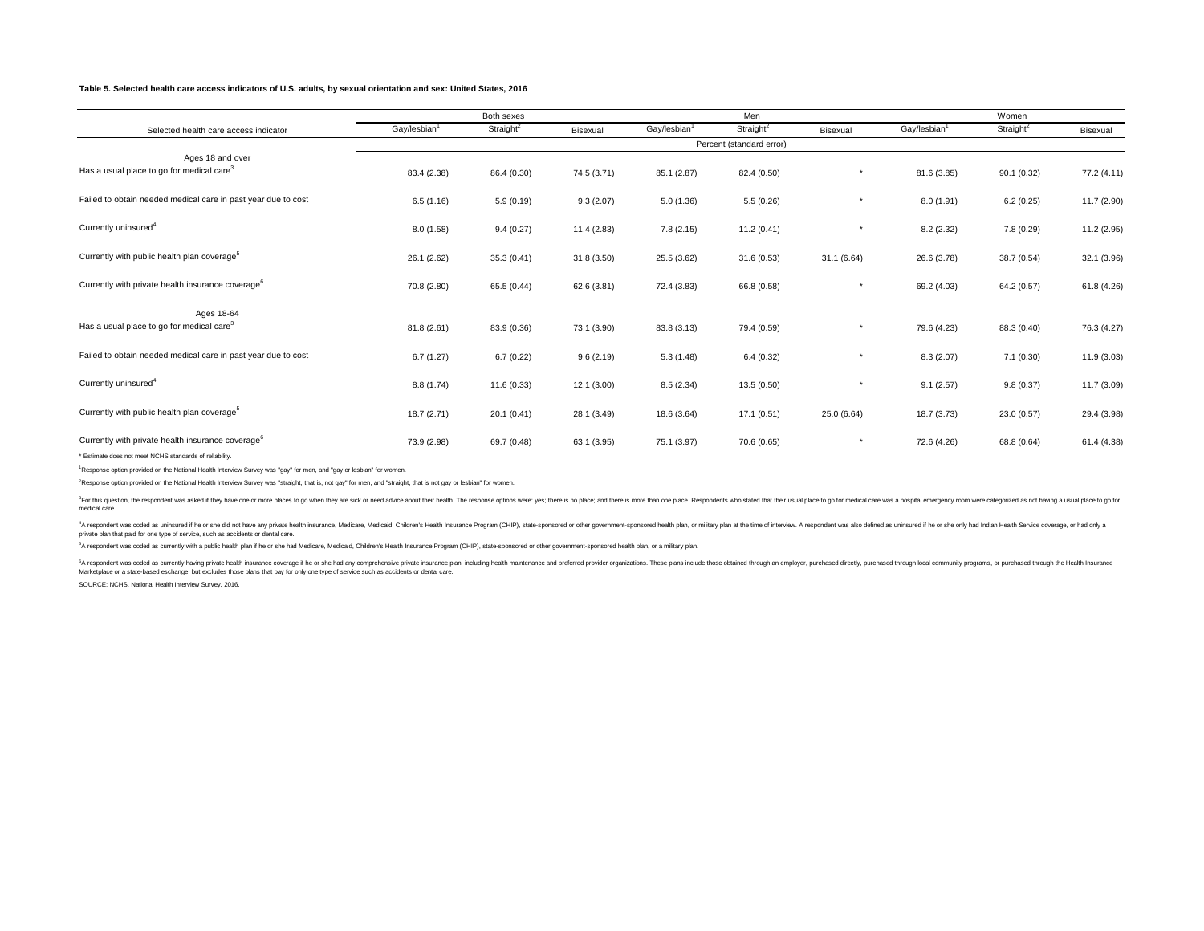**Table 5. Selected health care access indicators of U.S. adults, by sexual orientation and sex: United States, 2016**

| Selected health care access indicator | Both sexes | | | Men | | | Women | | |
|---|---|---|---|---|---|---|---|---|---|
| | Gay/lesbian[1] | Straight[2] | Bisexual | Gay/lesbian[1] | Straight[2] | Bisexual | Gay/lesbian[1] | Straight[2] | Bisexual |
| | Percent (standard error) | | | | | | | | |
| Ages 18 and over | | | | | | | | | |
| Has a usual place to go for medical care[3] | 83.4 (2.38) | 86.4 (0.30) | 74.5 (3.71) | 85.1 (2.87) | 82.4 (0.50) | * | 81.6 (3.85) | 90.1 (0.32) | 77.2 (4.11) |
| Failed to obtain needed medical care in past year due to cost | 6.5 (1.16) | 5.9 (0.19) | 9.3 (2.07) | 5.0 (1.36) | 5.5 (0.26) | * | 8.0 (1.91) | 6.2 (0.25) | 11.7 (2.90) |
| Currently uninsured[4] | 8.0 (1.58) | 9.4 (0.27) | 11.4 (2.83) | 7.8 (2.15) | 11.2 (0.41) | * | 8.2 (2.32) | 7.8 (0.29) | 11.2 (2.95) |
| Currently with public health plan coverage[5] | 26.1 (2.62) | 35.3 (0.41) | 31.8 (3.50) | 25.5 (3.62) | 31.6 (0.53) | 31.1 (6.64) | 26.6 (3.78) | 38.7 (0.54) | 32.1 (3.96) |
| Currently with private health insurance coverage[6] | 70.8 (2.80) | 65.5 (0.44) | 62.6 (3.81) | 72.4 (3.83) | 66.8 (0.58) | * | 69.2 (4.03) | 64.2 (0.57) | 61.8 (4.26) |
| Ages 18-64 | | | | | | | | | |
| Has a usual place to go for medical care[3] | 81.8 (2.61) | 83.9 (0.36) | 73.1 (3.90) | 83.8 (3.13) | 79.4 (0.59) | * | 79.6 (4.23) | 88.3 (0.40) | 76.3 (4.27) |
| Failed to obtain needed medical care in past year due to cost | 6.7 (1.27) | 6.7 (0.22) | 9.6 (2.19) | 5.3 (1.48) | 6.4 (0.32) | * | 8.3 (2.07) | 7.1 (0.30) | 11.9 (3.03) |
| Currently uninsured[4] | 8.8 (1.74) | 11.6 (0.33) | 12.1 (3.00) | 8.5 (2.34) | 13.5 (0.50) | * | 9.1 (2.57) | 9.8 (0.37) | 11.7 (3.09) |
| Currently with public health plan coverage[5] | 18.7 (2.71) | 20.1 (0.41) | 28.1 (3.49) | 18.6 (3.64) | 17.1 (0.51) | 25.0 (6.64) | 18.7 (3.73) | 23.0 (0.57) | 29.4 (3.98) |
| Currently with private health insurance coverage[6] | 73.9 (2.98) | 69.7 (0.48) | 63.1 (3.95) | 75.1 (3.97) | 70.6 (0.65) | * | 72.6 (4.26) | 68.8 (0.64) | 61.4 (4.38) |

* Estimate does not meet NCHS standards of reliability.

[1]Response option provided on the National Health Interview Survey was "gay" for men, and "gay or lesbian" for women.

[2]Response option provided on the National Health Interview Survey was "straight, that is, not gay" for men, and "straight, that is not gay or lesbian" for women.

[3]For this question, the respondent was asked if they have one or more places to go when they are sick or need advice about their health. The response options were: yes; there is no place; and there is more than one place. Respondents who stated that their usual place to go for medical care was a hospital emergency room were categorized as not having a usual place to go for medical care.

[4]A respondent was coded as uninsured if he or she did not have any private health insurance, Medicare, Medicaid, Children's Health Insurance Program (CHIP), state-sponsored or other government-sponsored health plan, or military plan at the time of interview. A respondent was also defined as uninsured if he or she only had Indian Health Service coverage, or had only a private plan that paid for one type of service, such as accidents or dental care.

[5]A respondent was coded as currently with a public health plan if he or she had Medicare, Medicaid, Children's Health Insurance Program (CHIP), state-sponsored or other government-sponsored health plan, or a military plan.

[6]A respondent was coded as currently having private health insurance coverage if he or she had any comprehensive private insurance plan, including health maintenance and preferred provider organizations. These plans include those obtained through an employer, purchased directly, purchased through local community programs, or purchased through the Health Insurance Marketplace or a state-based exchange, but excludes those plans that pay for only one type of service such as accidents or dental care.

SOURCE: NCHS, National Health Interview Survey, 2016.